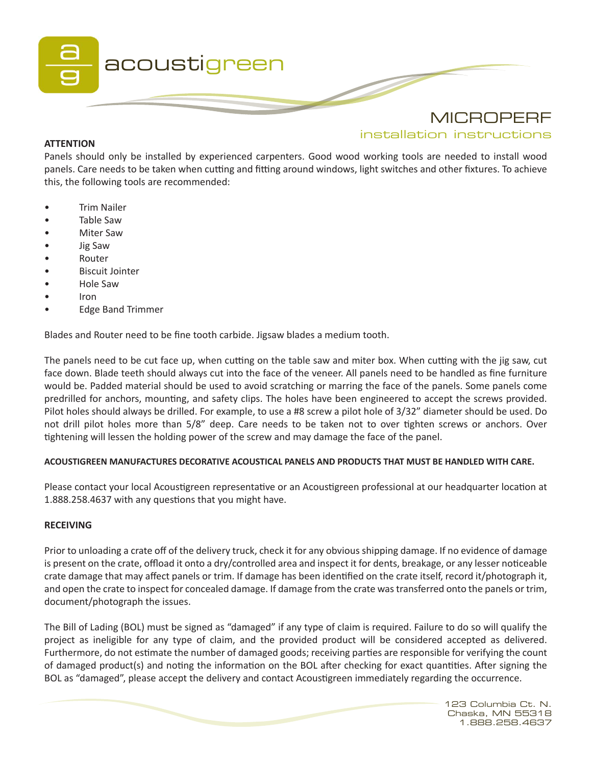acoustigreen

# MICROPERF

## installation instructions

**ATTENTION**

Panels should only be installed by experienced carpenters. Good wood working tools are needed to install wood panels. Care needs to be taken when cutting and fitting around windows, light switches and other fixtures. To achieve this, the following tools are recommended:

- Trim Nailer
- Table Saw
- Miter Saw
- Jig Saw
- Router
- Biscuit Jointer
- Hole Saw
- Iron
- Edge Band Trimmer

Blades and Router need to be fine tooth carbide. Jigsaw blades a medium tooth.

The panels need to be cut face up, when cutting on the table saw and miter box. When cutting with the jig saw, cut face down. Blade teeth should always cut into the face of the veneer. All panels need to be handled as fine furniture would be. Padded material should be used to avoid scratching or marring the face of the panels. Some panels come predrilled for anchors, mounting, and safety clips. The holes have been engineered to accept the screws provided. Pilot holes should always be drilled. For example, to use a #8 screw a pilot hole of 3/32" diameter should be used. Do not drill pilot holes more than 5/8" deep. Care needs to be taken not to over tighten screws or anchors. Over tightening will lessen the holding power of the screw and may damage the face of the panel.

**ACOUSTIGREEN MANUFACTURES DECORATIVE ACOUSTICAL PANELS AND PRODUCTS THAT MUST BE HANDLED WITH CARE.**

Please contact your local Acoustigreen representative or an Acoustigreen professional at our headquarter location at 1.888.258.4637 with any questions that you might have.

**RECEIVING**

Prior to unloading a crate off of the delivery truck, check it for any obvious shipping damage. If no evidence of damage is present on the crate, offload it onto a dry/controlled area and inspect it for dents, breakage, or any lesser noticeable crate damage that may affect panels or trim. If damage has been identified on the crate itself, record it/photograph it, and open the crate to inspect for concealed damage. If damage from the crate was transferred onto the panels or trim, document/photograph the issues.

The Bill of Lading (BOL) must be signed as "damaged" if any type of claim is required. Failure to do so will qualify the project as ineligible for any type of claim, and the provided product will be considered accepted as delivered. Furthermore, do not estimate the number of damaged goods; receiving parties are responsible for verifying the count of damaged product(s) and noting the information on the BOL after checking for exact quantities. After signing the BOL as "damaged", please accept the delivery and contact Acoustigreen immediately regarding the occurrence.

123 Columbia Ct. N.
Chaska, MN 55318
1.888.258.4637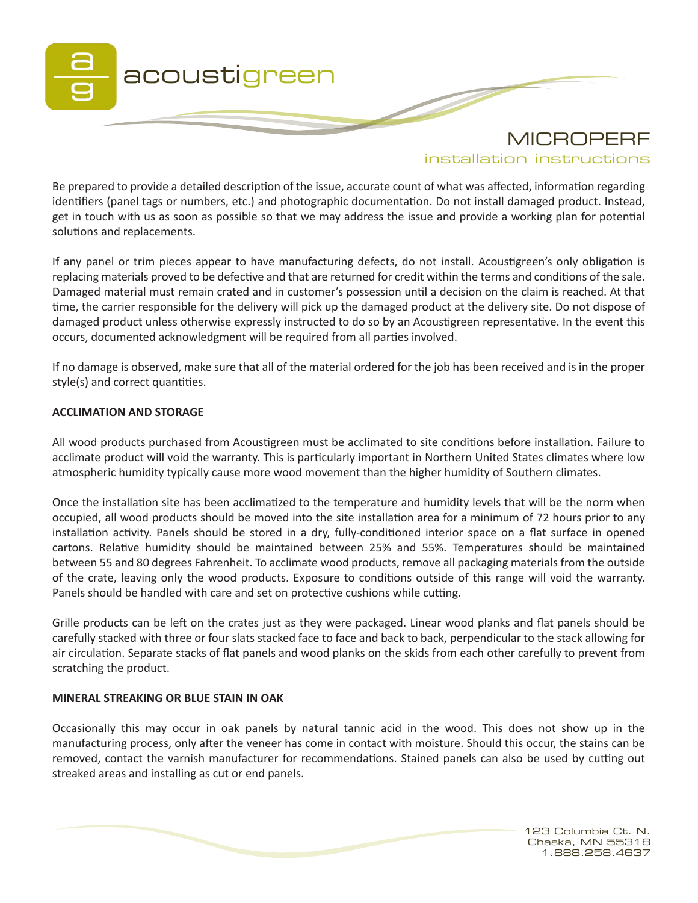Be prepared to provide a detailed description of the issue, accurate count of what was affected, information regarding identifiers (panel tags or numbers, etc.) and photographic documentation. Do not install damaged product. Instead, get in touch with us as soon as possible so that we may address the issue and provide a working plan for potential solutions and replacements.

If any panel or trim pieces appear to have manufacturing defects, do not install. Acoustigreen's only obligation is replacing materials proved to be defective and that are returned for credit within the terms and conditions of the sale. Damaged material must remain crated and in customer's possession until a decision on the claim is reached. At that time, the carrier responsible for the delivery will pick up the damaged product at the delivery site. Do not dispose of damaged product unless otherwise expressly instructed to do so by an Acoustigreen representative. In the event this occurs, documented acknowledgment will be required from all parties involved.

If no damage is observed, make sure that all of the material ordered for the job has been received and is in the proper style(s) and correct quantities.

**ACCLIMATION AND STORAGE**

All wood products purchased from Acoustigreen must be acclimated to site conditions before installation. Failure to acclimate product will void the warranty. This is particularly important in Northern United States climates where low atmospheric humidity typically cause more wood movement than the higher humidity of Southern climates.

Once the installation site has been acclimatized to the temperature and humidity levels that will be the norm when occupied, all wood products should be moved into the site installation area for a minimum of 72 hours prior to any installation activity. Panels should be stored in a dry, fully-conditioned interior space on a flat surface in opened cartons. Relative humidity should be maintained between 25% and 55%. Temperatures should be maintained between 55 and 80 degrees Fahrenheit. To acclimate wood products, remove all packaging materials from the outside of the crate, leaving only the wood products. Exposure to conditions outside of this range will void the warranty. Panels should be handled with care and set on protective cushions while cutting.

Grille products can be left on the crates just as they were packaged. Linear wood planks and flat panels should be carefully stacked with three or four slats stacked face to face and back to back, perpendicular to the stack allowing for air circulation. Separate stacks of flat panels and wood planks on the skids from each other carefully to prevent from scratching the product.

**MINERAL STREAKING OR BLUE STAIN IN OAK**

Occasionally this may occur in oak panels by natural tannic acid in the wood. This does not show up in the manufacturing process, only after the veneer has come in contact with moisture. Should this occur, the stains can be removed, contact the varnish manufacturer for recommendations. Stained panels can also be used by cutting out streaked areas and installing as cut or end panels.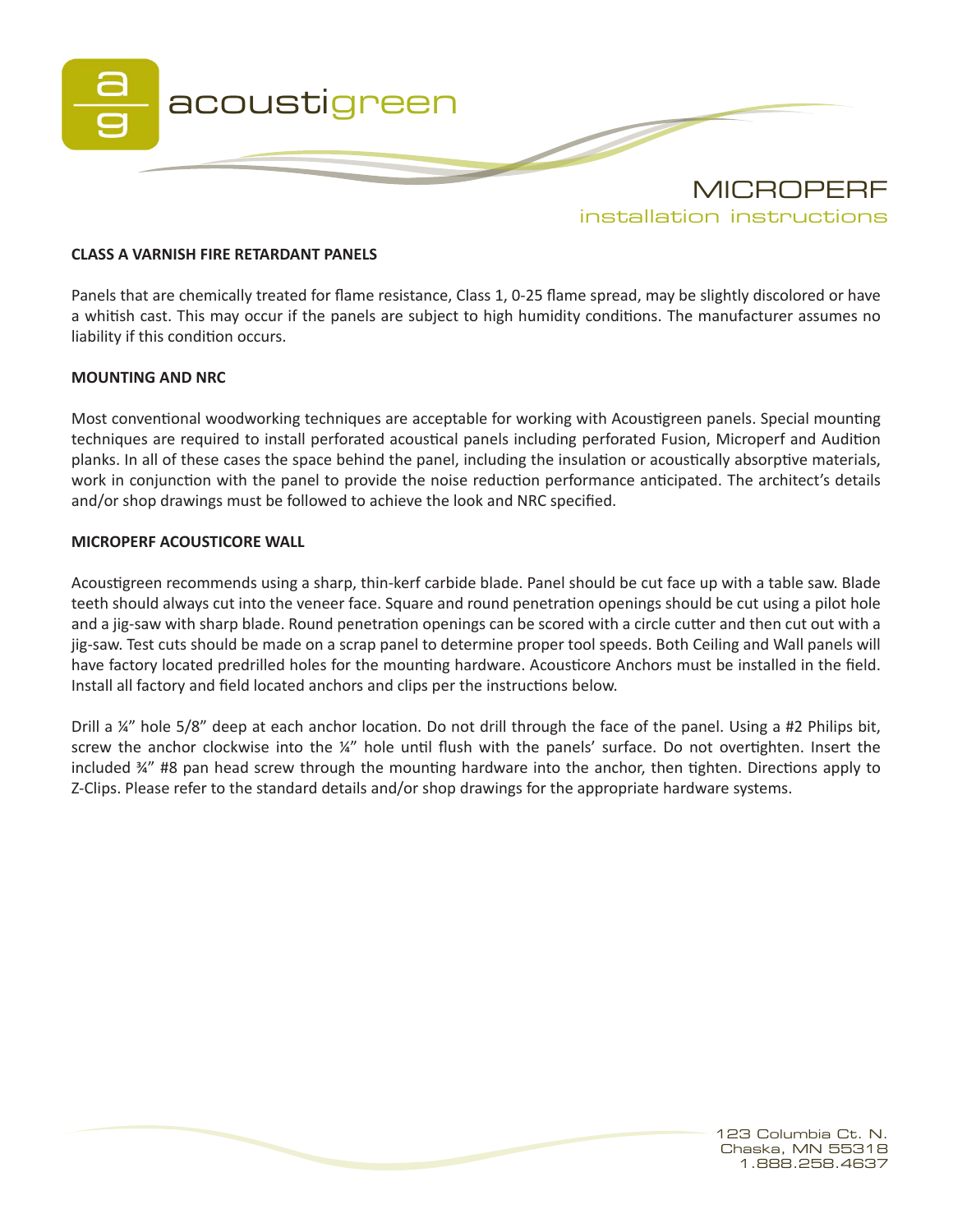acoustigreen

# MICROPERF

installation instructions

**CLASS A VARNISH FIRE RETARDANT PANELS**

Panels that are chemically treated for flame resistance, Class 1, 0-25 flame spread, may be slightly discolored or have a whitish cast. This may occur if the panels are subject to high humidity conditions. The manufacturer assumes no liability if this condition occurs.

**MOUNTING AND NRC**

Most conventional woodworking techniques are acceptable for working with Acoustigreen panels. Special mounting techniques are required to install perforated acoustical panels including perforated Fusion, Microperf and Audition planks. In all of these cases the space behind the panel, including the insulation or acoustically absorptive materials, work in conjunction with the panel to provide the noise reduction performance anticipated. The architect's details and/or shop drawings must be followed to achieve the look and NRC specified.

**MICROPERF ACOUSTICORE WALL**

Acoustigreen recommends using a sharp, thin-kerf carbide blade. Panel should be cut face up with a table saw. Blade teeth should always cut into the veneer face. Square and round penetration openings should be cut using a pilot hole and a jig-saw with sharp blade. Round penetration openings can be scored with a circle cutter and then cut out with a jig-saw. Test cuts should be made on a scrap panel to determine proper tool speeds. Both Ceiling and Wall panels will have factory located predrilled holes for the mounting hardware. Acousticore Anchors must be installed in the field. Install all factory and field located anchors and clips per the instructions below.

Drill a ¼" hole 5/8" deep at each anchor location. Do not drill through the face of the panel. Using a #2 Philips bit, screw the anchor clockwise into the ¼" hole until flush with the panels' surface. Do not overtighten. Insert the included ¾" #8 pan head screw through the mounting hardware into the anchor, then tighten. Directions apply to Z-Clips. Please refer to the standard details and/or shop drawings for the appropriate hardware systems.

123 Columbia Ct. N.
Chaska, MN 55318
1.888.258.4637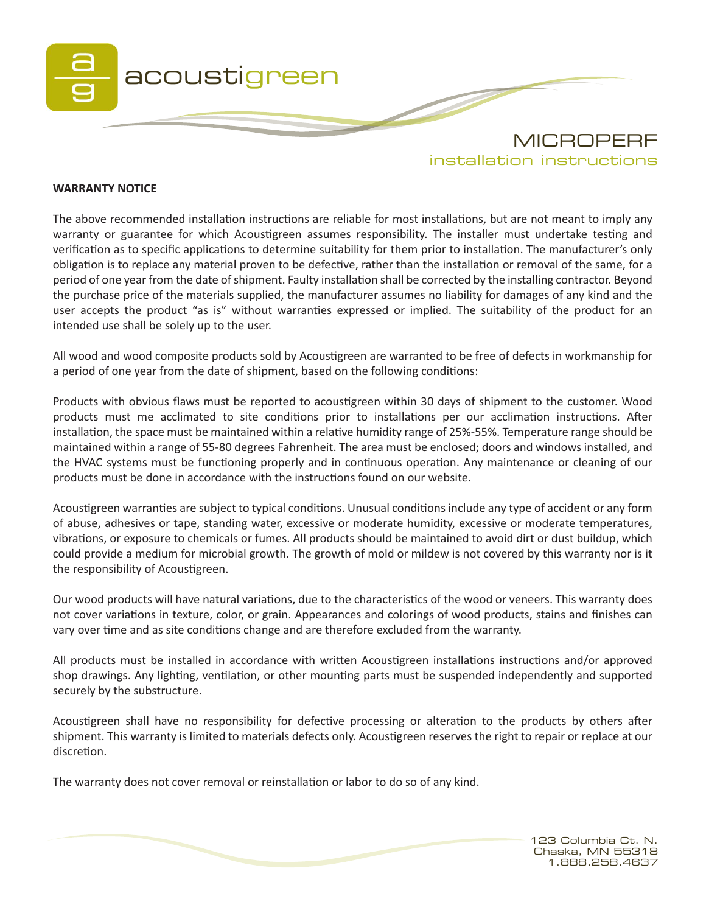# MICROPERF

## installation instructions

**WARRANTY NOTICE**

The above recommended installation instructions are reliable for most installations, but are not meant to imply any warranty or guarantee for which Acoustigreen assumes responsibility. The installer must undertake testing and verification as to specific applications to determine suitability for them prior to installation. The manufacturer's only obligation is to replace any material proven to be defective, rather than the installation or removal of the same, for a period of one year from the date of shipment. Faulty installation shall be corrected by the installing contractor. Beyond the purchase price of the materials supplied, the manufacturer assumes no liability for damages of any kind and the user accepts the product "as is" without warranties expressed or implied. The suitability of the product for an intended use shall be solely up to the user.

All wood and wood composite products sold by Acoustigreen are warranted to be free of defects in workmanship for a period of one year from the date of shipment, based on the following conditions:

Products with obvious flaws must be reported to acoustigreen within 30 days of shipment to the customer. Wood products must me acclimated to site conditions prior to installations per our acclimation instructions. After installation, the space must be maintained within a relative humidity range of 25%-55%. Temperature range should be maintained within a range of 55-80 degrees Fahrenheit. The area must be enclosed; doors and windows installed, and the HVAC systems must be functioning properly and in continuous operation. Any maintenance or cleaning of our products must be done in accordance with the instructions found on our website.

Acoustigreen warranties are subject to typical conditions. Unusual conditions include any type of accident or any form of abuse, adhesives or tape, standing water, excessive or moderate humidity, excessive or moderate temperatures, vibrations, or exposure to chemicals or fumes. All products should be maintained to avoid dirt or dust buildup, which could provide a medium for microbial growth. The growth of mold or mildew is not covered by this warranty nor is it the responsibility of Acoustigreen.

Our wood products will have natural variations, due to the characteristics of the wood or veneers. This warranty does not cover variations in texture, color, or grain. Appearances and colorings of wood products, stains and finishes can vary over time and as site conditions change and are therefore excluded from the warranty.

All products must be installed in accordance with written Acoustigreen installations instructions and/or approved shop drawings. Any lighting, ventilation, or other mounting parts must be suspended independently and supported securely by the substructure.

Acoustigreen shall have no responsibility for defective processing or alteration to the products by others after shipment. This warranty is limited to materials defects only. Acoustigreen reserves the right to repair or replace at our discretion.

The warranty does not cover removal or reinstallation or labor to do so of any kind.